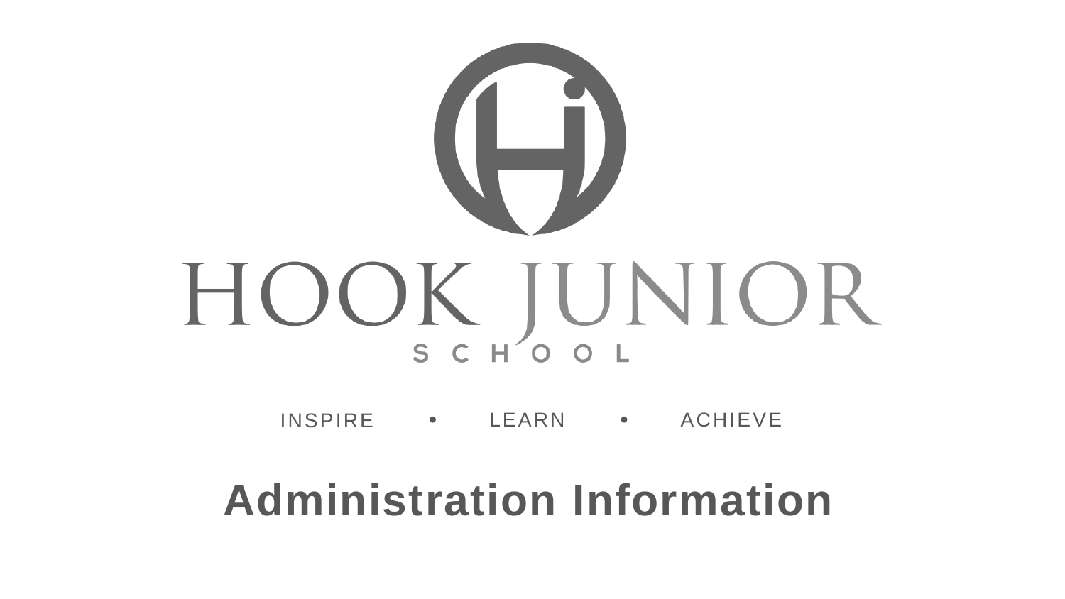# HOOK JUNIOR SCHOOL

INSPIRE • LEARN • ACHIEVE

## Administration Information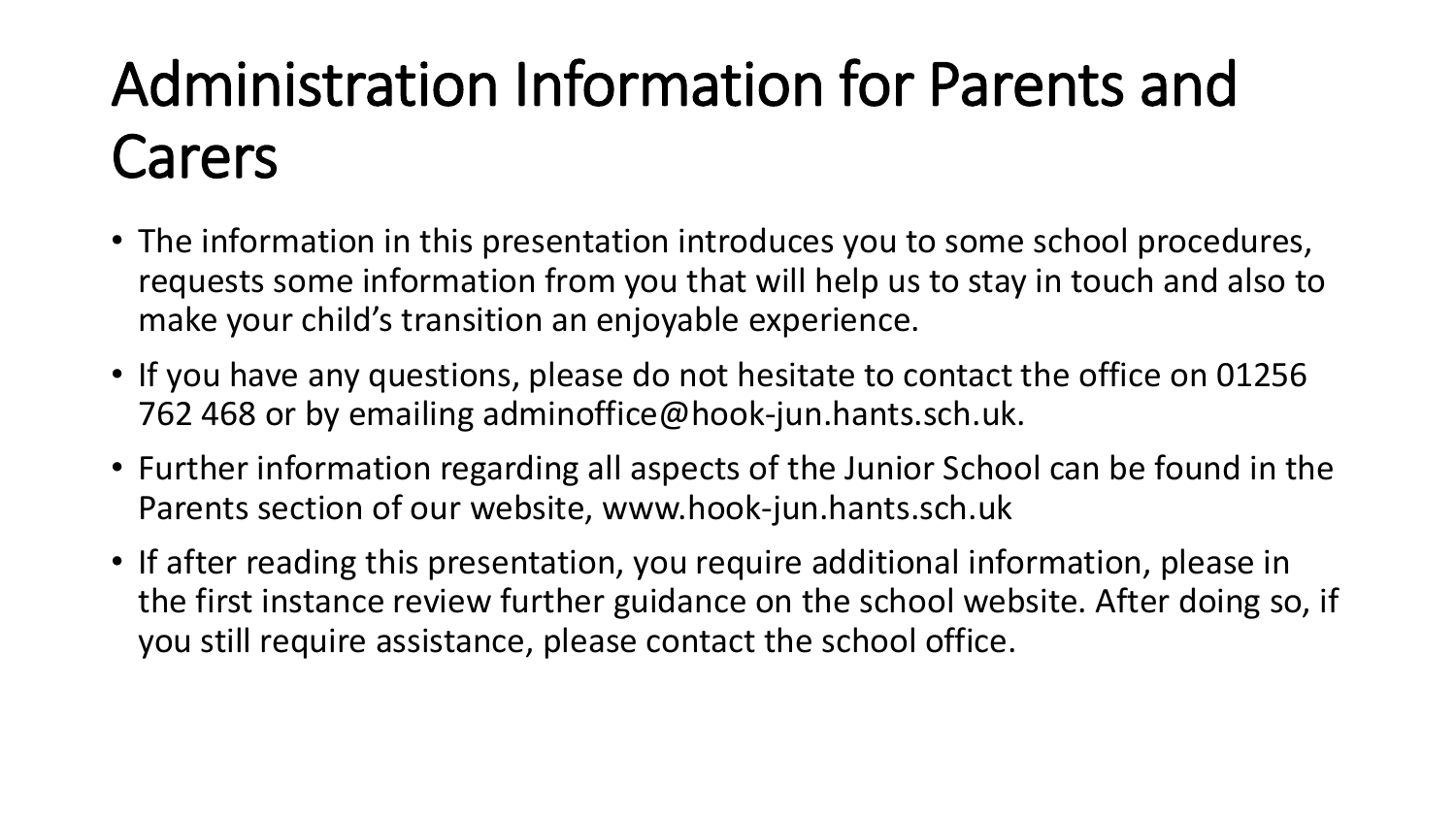# Administration Information for Parents and Carers

- The information in this presentation introduces you to some school procedures, requests some information from you that will help us to stay in touch and also to make your child's transition an enjoyable experience.
- If you have any questions, please do not hesitate to contact the office on 01256 762 468 or by emailing adminoffice@hook-jun.hants.sch.uk.
- Further information regarding all aspects of the Junior School can be found in the Parents section of our website, www.hook-jun.hants.sch.uk
- If after reading this presentation, you require additional information, please in the first instance review further guidance on the school website. After doing so, if you still require assistance, please contact the school office.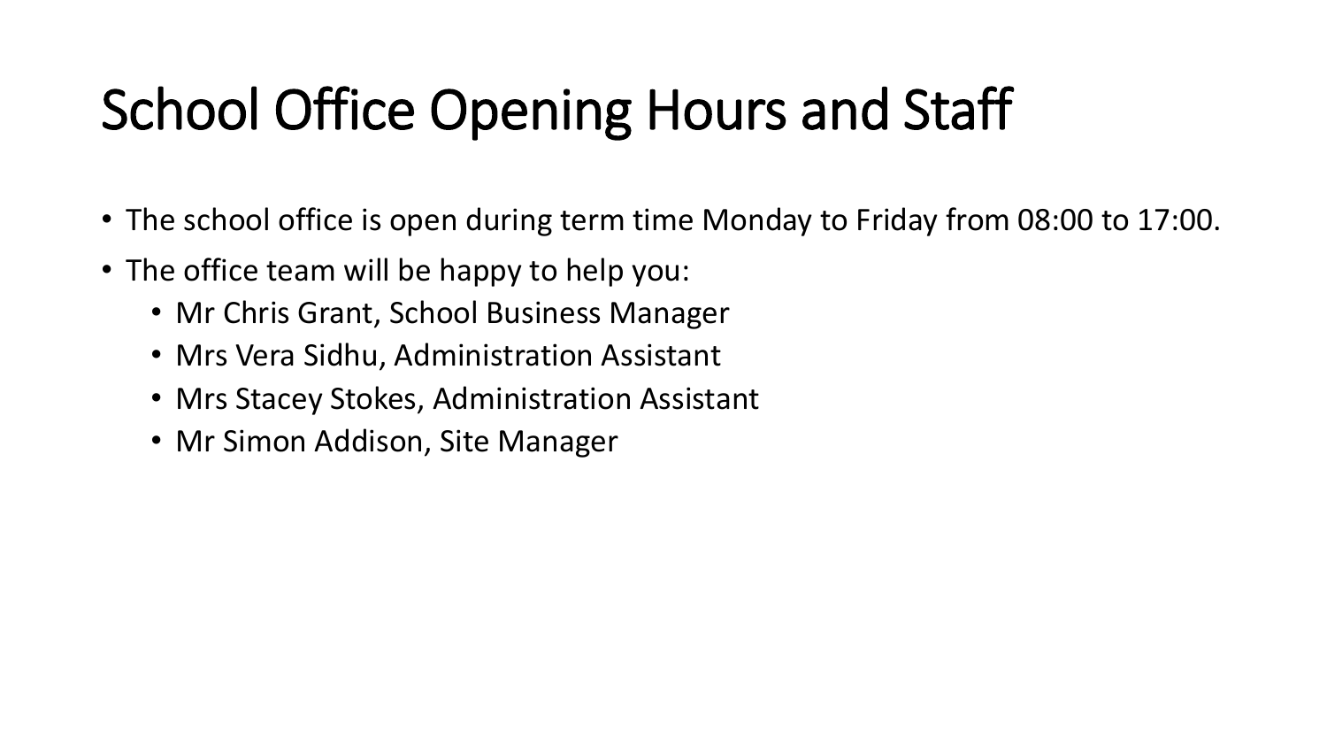# School Office Opening Hours and Staff

- The school office is open during term time Monday to Friday from 08:00 to 17:00.
- The office team will be happy to help you:
  - Mr Chris Grant, School Business Manager
  - Mrs Vera Sidhu, Administration Assistant
  - Mrs Stacey Stokes, Administration Assistant
  - Mr Simon Addison, Site Manager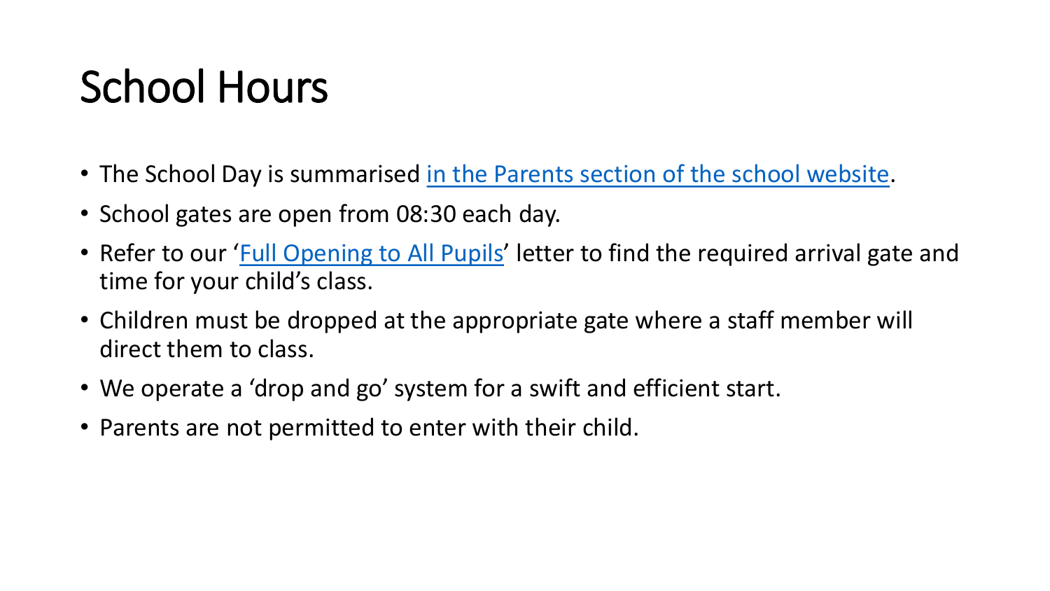# School Hours

- The School Day is summarised in the Parents section of the school website.
- School gates are open from 08:30 each day.
- Refer to our 'Full Opening to All Pupils' letter to find the required arrival gate and time for your child's class.
- Children must be dropped at the appropriate gate where a staff member will direct them to class.
- We operate a 'drop and go' system for a swift and efficient start.
- Parents are not permitted to enter with their child.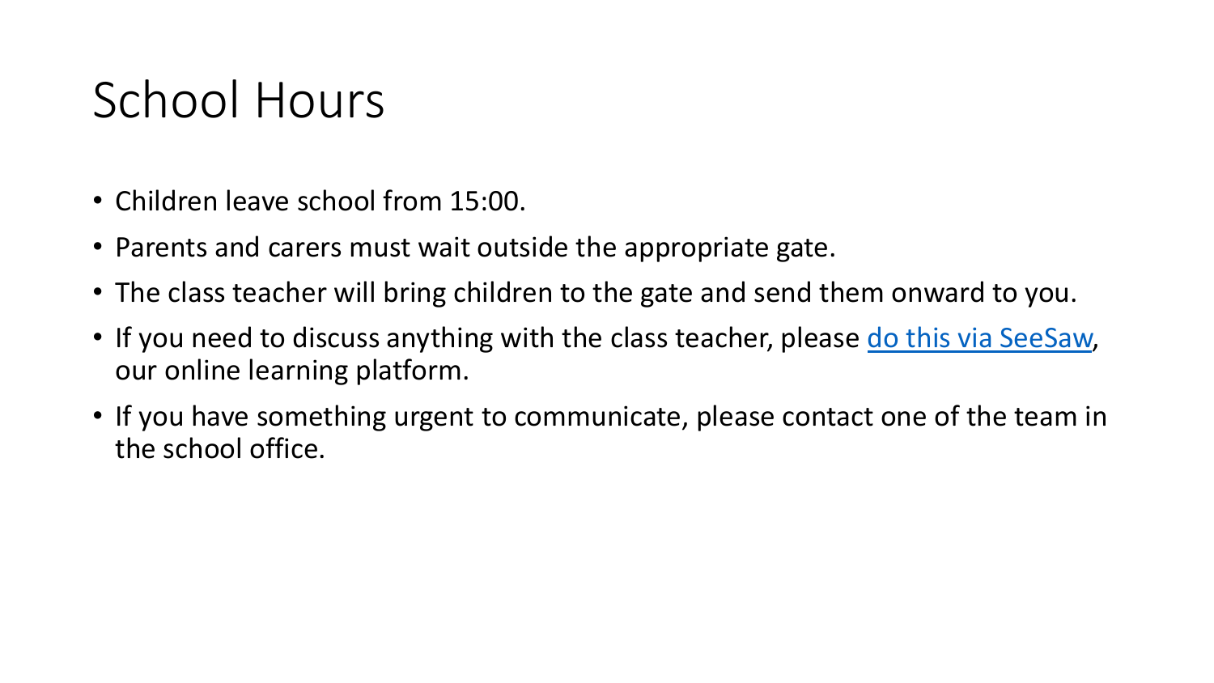# School Hours

- Children leave school from 15:00.
- Parents and carers must wait outside the appropriate gate.
- The class teacher will bring children to the gate and send them onward to you.
- If you need to discuss anything with the class teacher, please do this via SeeSaw, our online learning platform.
- If you have something urgent to communicate, please contact one of the team in the school office.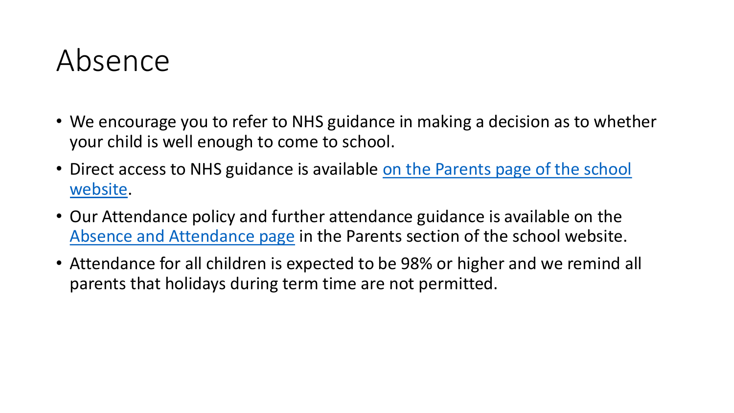# Absence

- We encourage you to refer to NHS guidance in making a decision as to whether your child is well enough to come to school.
- Direct access to NHS guidance is available on the Parents page of the school website.
- Our Attendance policy and further attendance guidance is available on the Absence and Attendance page in the Parents section of the school website.
- Attendance for all children is expected to be 98% or higher and we remind all parents that holidays during term time are not permitted.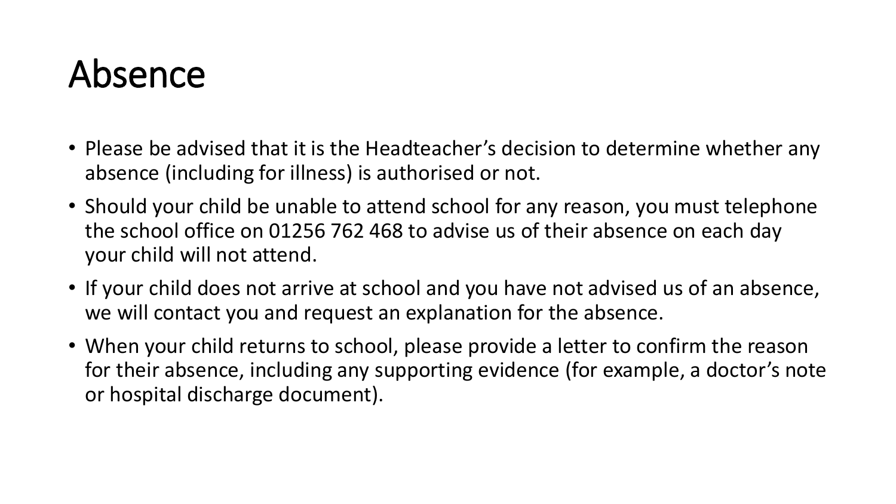# Absence

- Please be advised that it is the Headteacher's decision to determine whether any absence (including for illness) is authorised or not.
- Should your child be unable to attend school for any reason, you must telephone the school office on 01256 762 468 to advise us of their absence on each day your child will not attend.
- If your child does not arrive at school and you have not advised us of an absence, we will contact you and request an explanation for the absence.
- When your child returns to school, please provide a letter to confirm the reason for their absence, including any supporting evidence (for example, a doctor's note or hospital discharge document).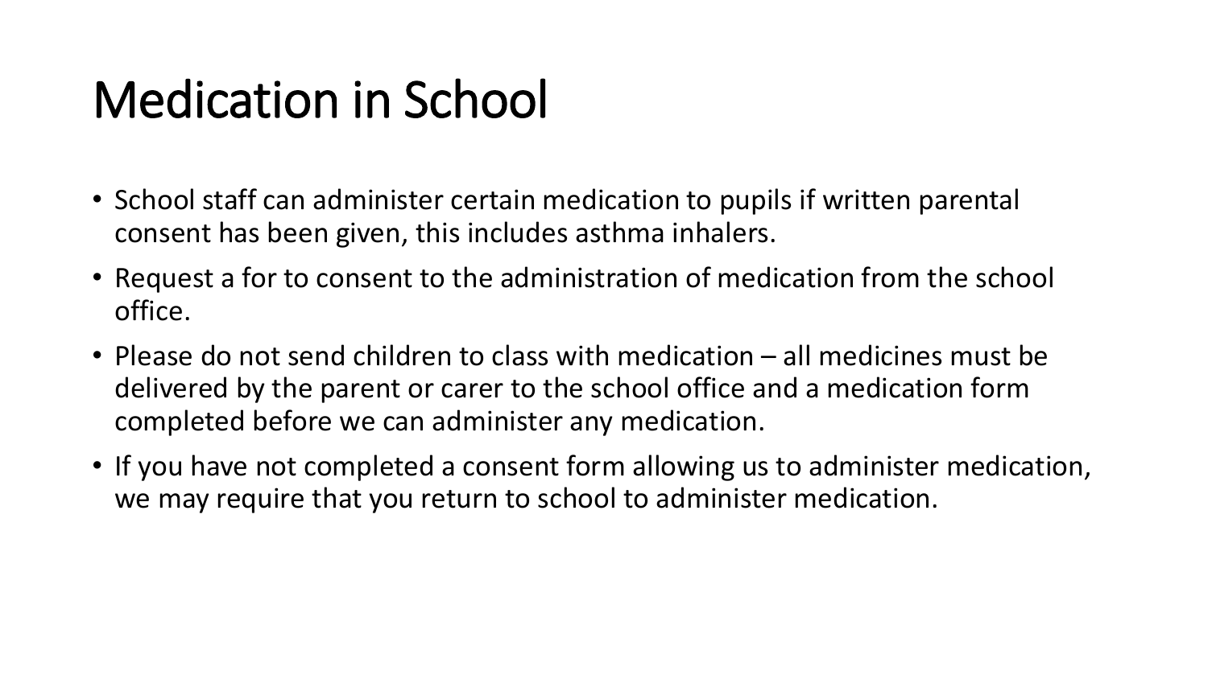# Medication in School

- School staff can administer certain medication to pupils if written parental consent has been given, this includes asthma inhalers.
- Request a for to consent to the administration of medication from the school office.
- Please do not send children to class with medication – all medicines must be delivered by the parent or carer to the school office and a medication form completed before we can administer any medication.
- If you have not completed a consent form allowing us to administer medication, we may require that you return to school to administer medication.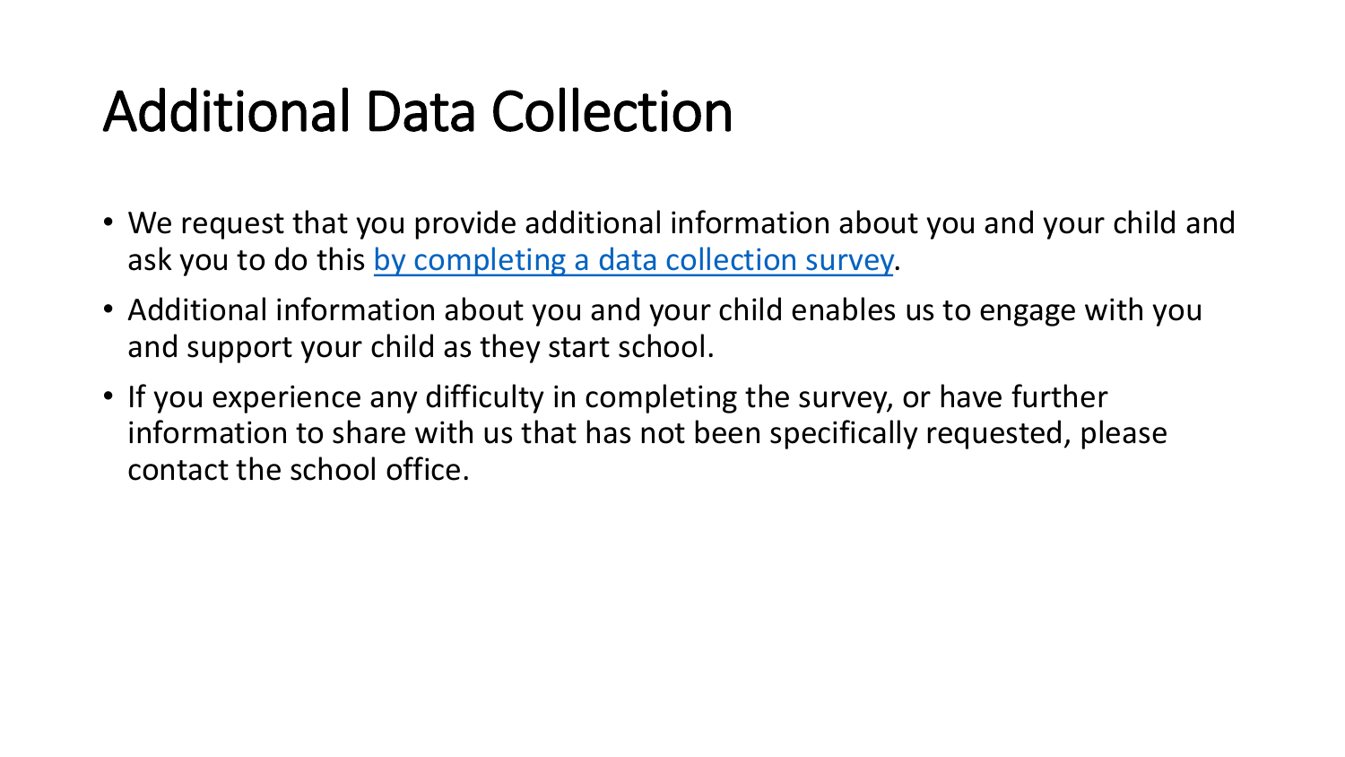# Additional Data Collection

- We request that you provide additional information about you and your child and ask you to do this by completing a data collection survey.
- Additional information about you and your child enables us to engage with you and support your child as they start school.
- If you experience any difficulty in completing the survey, or have further information to share with us that has not been specifically requested, please contact the school office.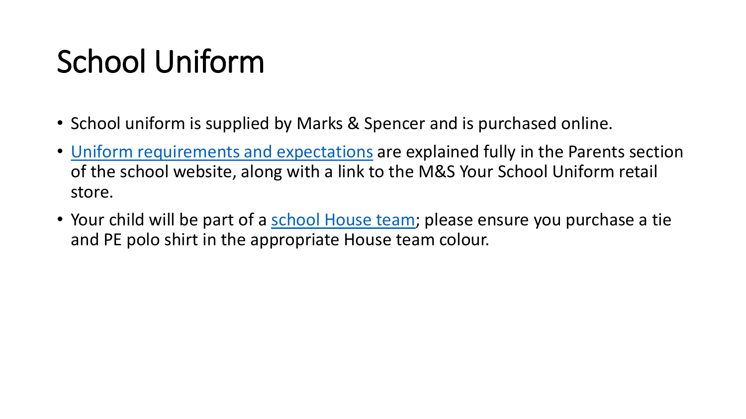# School Uniform

- School uniform is supplied by Marks & Spencer and is purchased online.
- Uniform requirements and expectations are explained fully in the Parents section of the school website, along with a link to the M&S Your School Uniform retail store.
- Your child will be part of a school House team; please ensure you purchase a tie and PE polo shirt in the appropriate House team colour.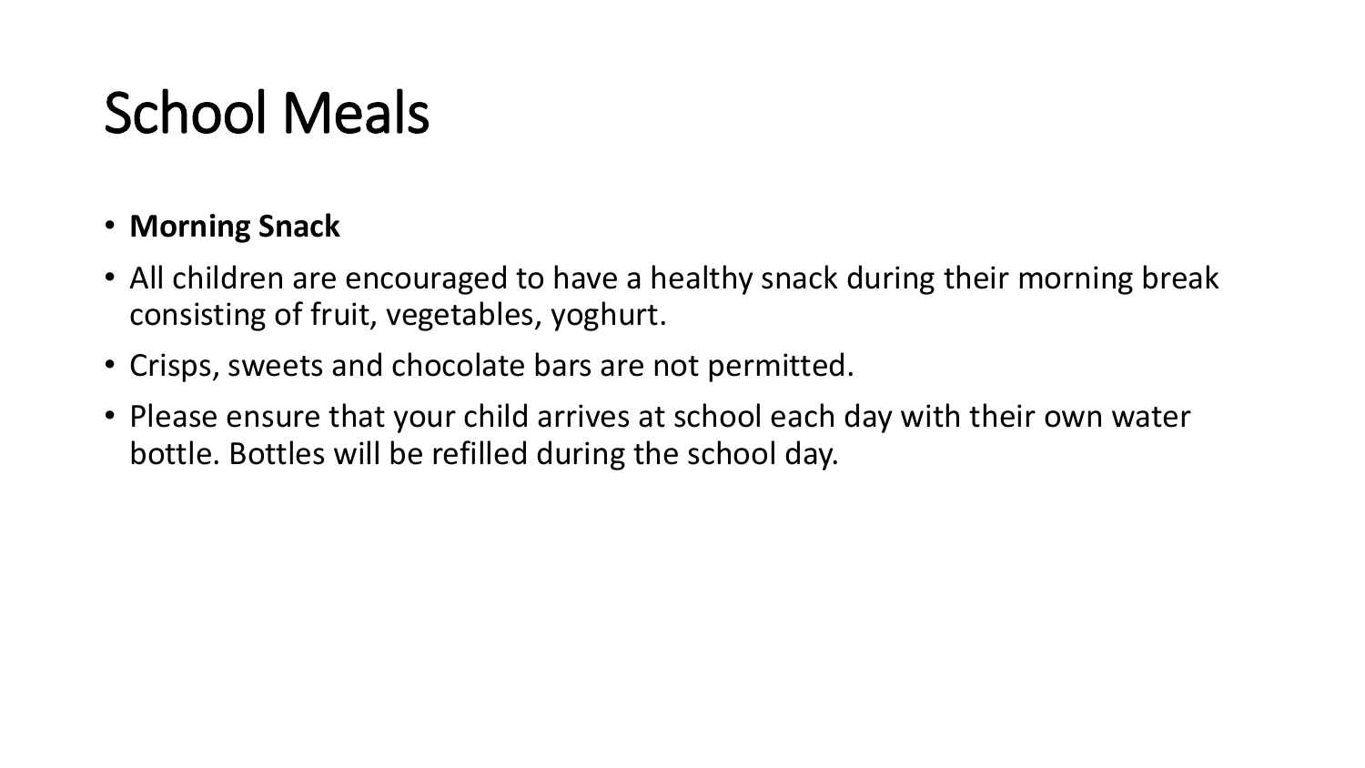# School Meals

- **Morning Snack**
- All children are encouraged to have a healthy snack during their morning break consisting of fruit, vegetables, yoghurt.
- Crisps, sweets and chocolate bars are not permitted.
- Please ensure that your child arrives at school each day with their own water bottle. Bottles will be refilled during the school day.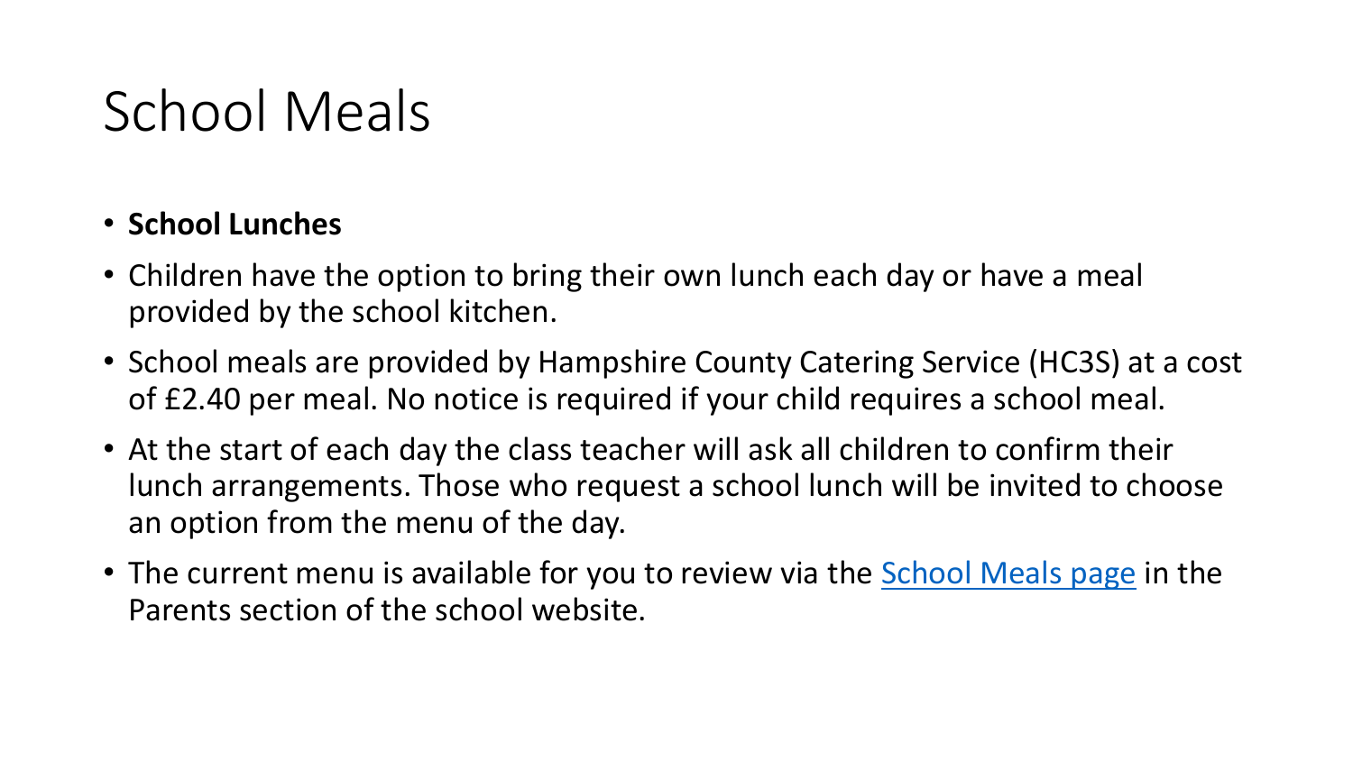# School Meals

- **School Lunches**
- Children have the option to bring their own lunch each day or have a meal provided by the school kitchen.
- School meals are provided by Hampshire County Catering Service (HC3S) at a cost of £2.40 per meal. No notice is required if your child requires a school meal.
- At the start of each day the class teacher will ask all children to confirm their lunch arrangements. Those who request a school lunch will be invited to choose an option from the menu of the day.
- The current menu is available for you to review via the School Meals page in the Parents section of the school website.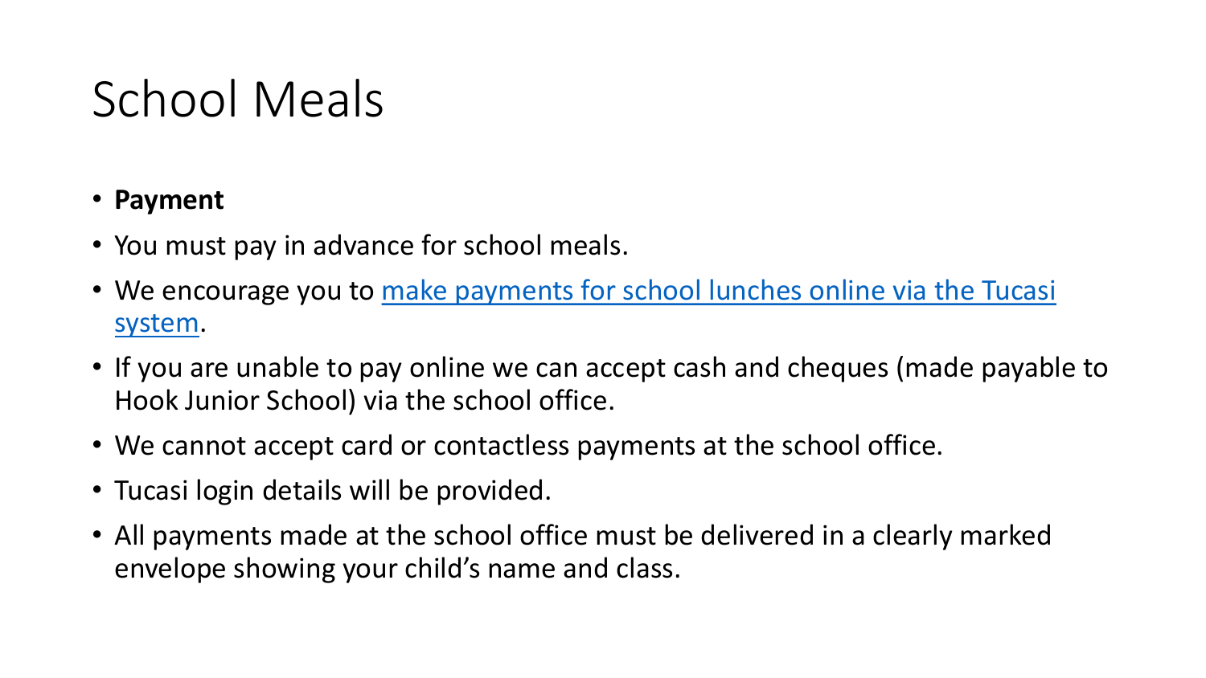# School Meals

- **Payment**
- You must pay in advance for school meals.
- We encourage you to make payments for school lunches online via the Tucasi system.
- If you are unable to pay online we can accept cash and cheques (made payable to Hook Junior School) via the school office.
- We cannot accept card or contactless payments at the school office.
- Tucasi login details will be provided.
- All payments made at the school office must be delivered in a clearly marked envelope showing your child's name and class.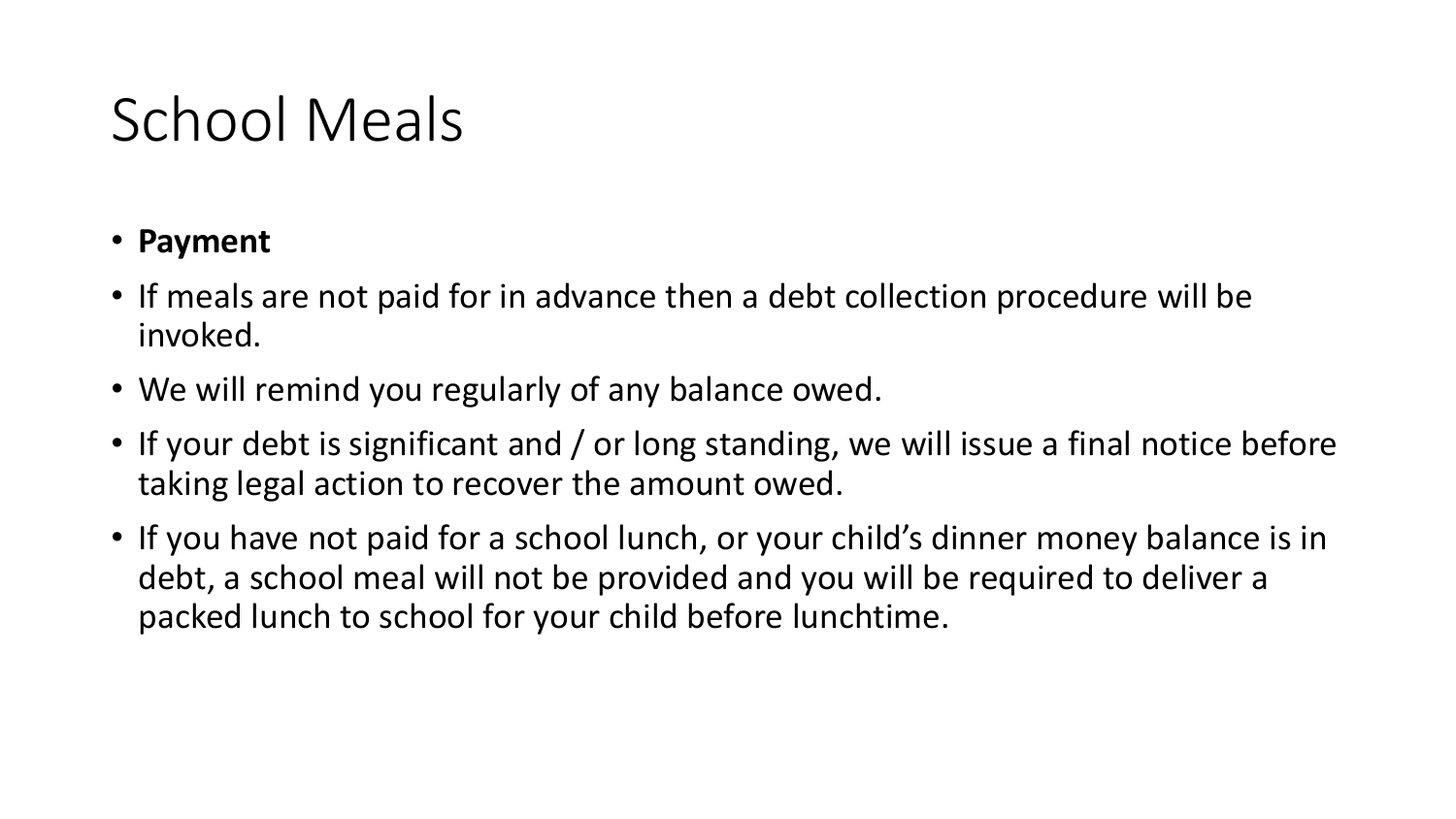# School Meals

- **Payment**
- If meals are not paid for in advance then a debt collection procedure will be invoked.
- We will remind you regularly of any balance owed.
- If your debt is significant and / or long standing, we will issue a final notice before taking legal action to recover the amount owed.
- If you have not paid for a school lunch, or your child's dinner money balance is in debt, a school meal will not be provided and you will be required to deliver a packed lunch to school for your child before lunchtime.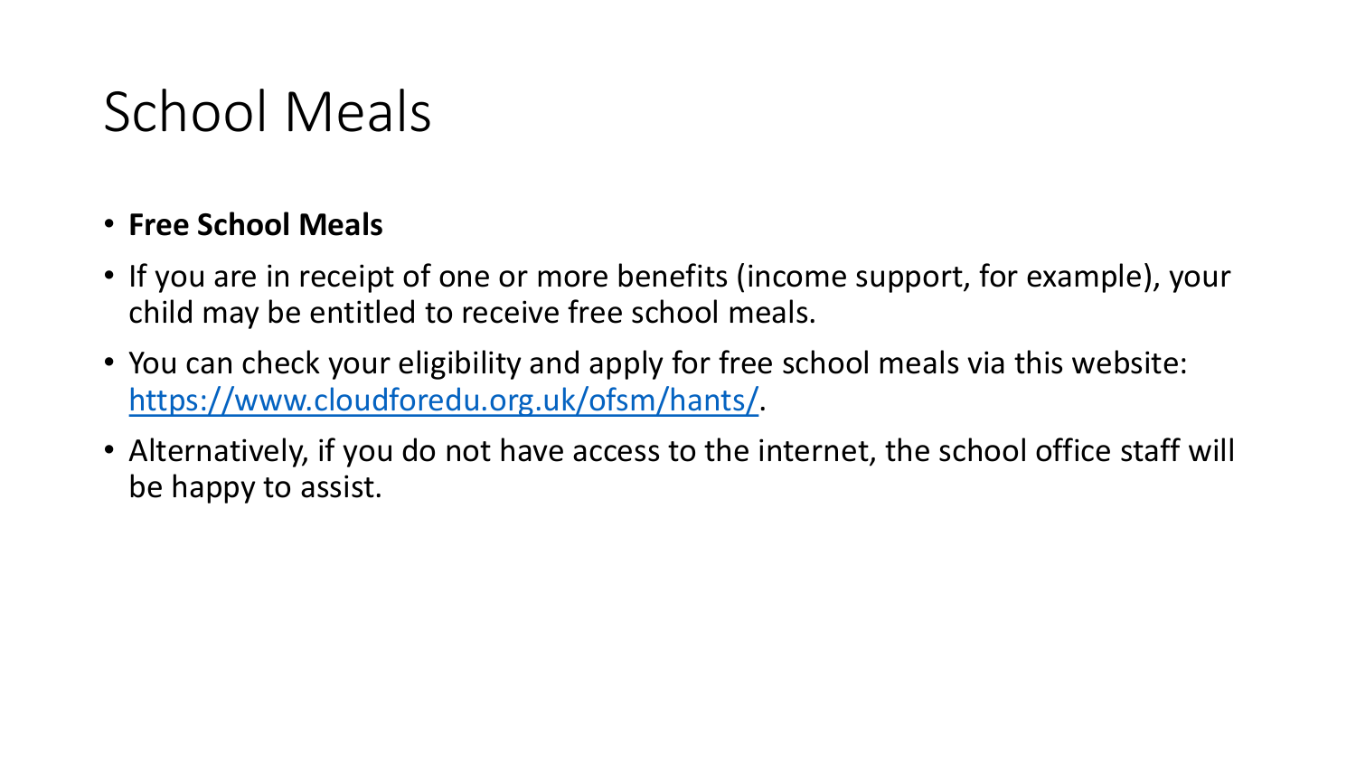# School Meals

- **Free School Meals**
- If you are in receipt of one or more benefits (income support, for example), your child may be entitled to receive free school meals.
- You can check your eligibility and apply for free school meals via this website: [https://www.cloudforedu.org.uk/ofsm/hants/](https://www.cloudforedu.org.uk/ofsm/hants/).
- Alternatively, if you do not have access to the internet, the school office staff will be happy to assist.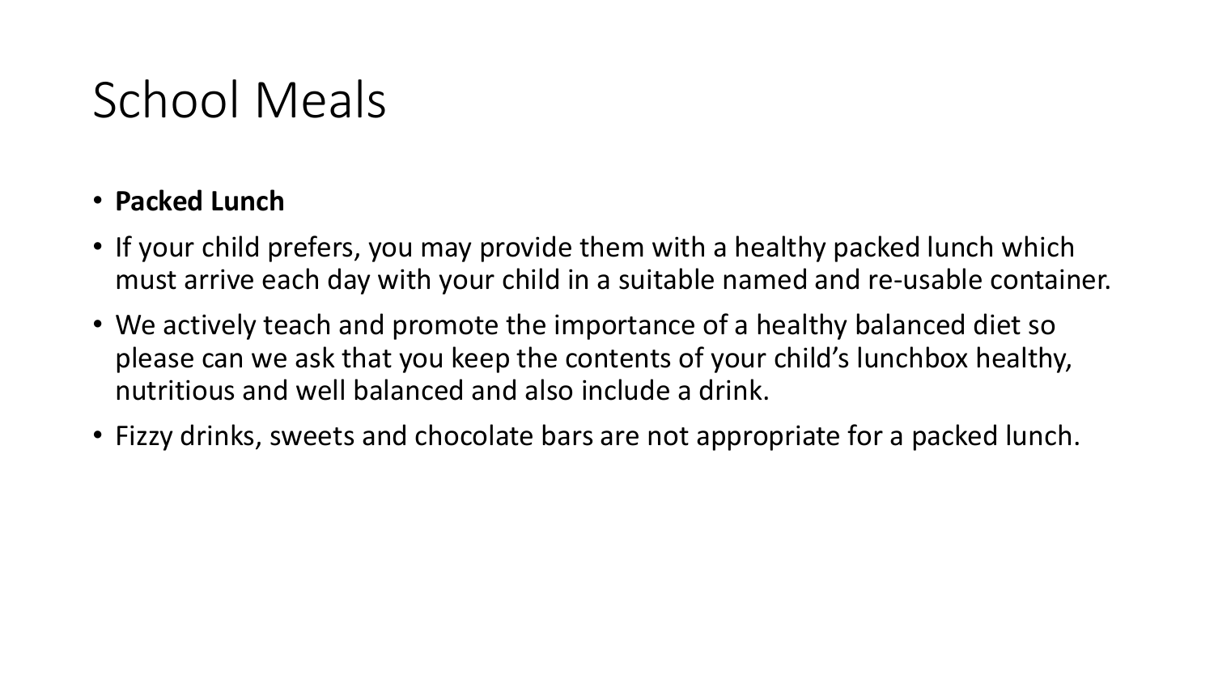# School Meals

- **Packed Lunch**
- If your child prefers, you may provide them with a healthy packed lunch which must arrive each day with your child in a suitable named and re-usable container.
- We actively teach and promote the importance of a healthy balanced diet so please can we ask that you keep the contents of your child's lunchbox healthy, nutritious and well balanced and also include a drink.
- Fizzy drinks, sweets and chocolate bars are not appropriate for a packed lunch.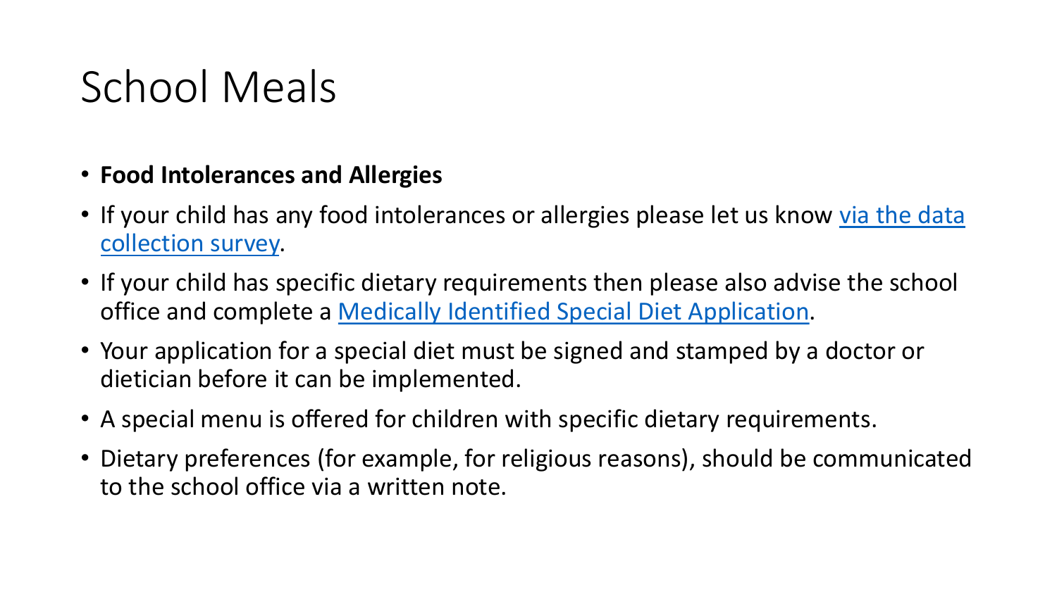# School Meals

- **Food Intolerances and Allergies**
- If your child has any food intolerances or allergies please let us know via the data collection survey.
- If your child has specific dietary requirements then please also advise the school office and complete a Medically Identified Special Diet Application.
- Your application for a special diet must be signed and stamped by a doctor or dietician before it can be implemented.
- A special menu is offered for children with specific dietary requirements.
- Dietary preferences (for example, for religious reasons), should be communicated to the school office via a written note.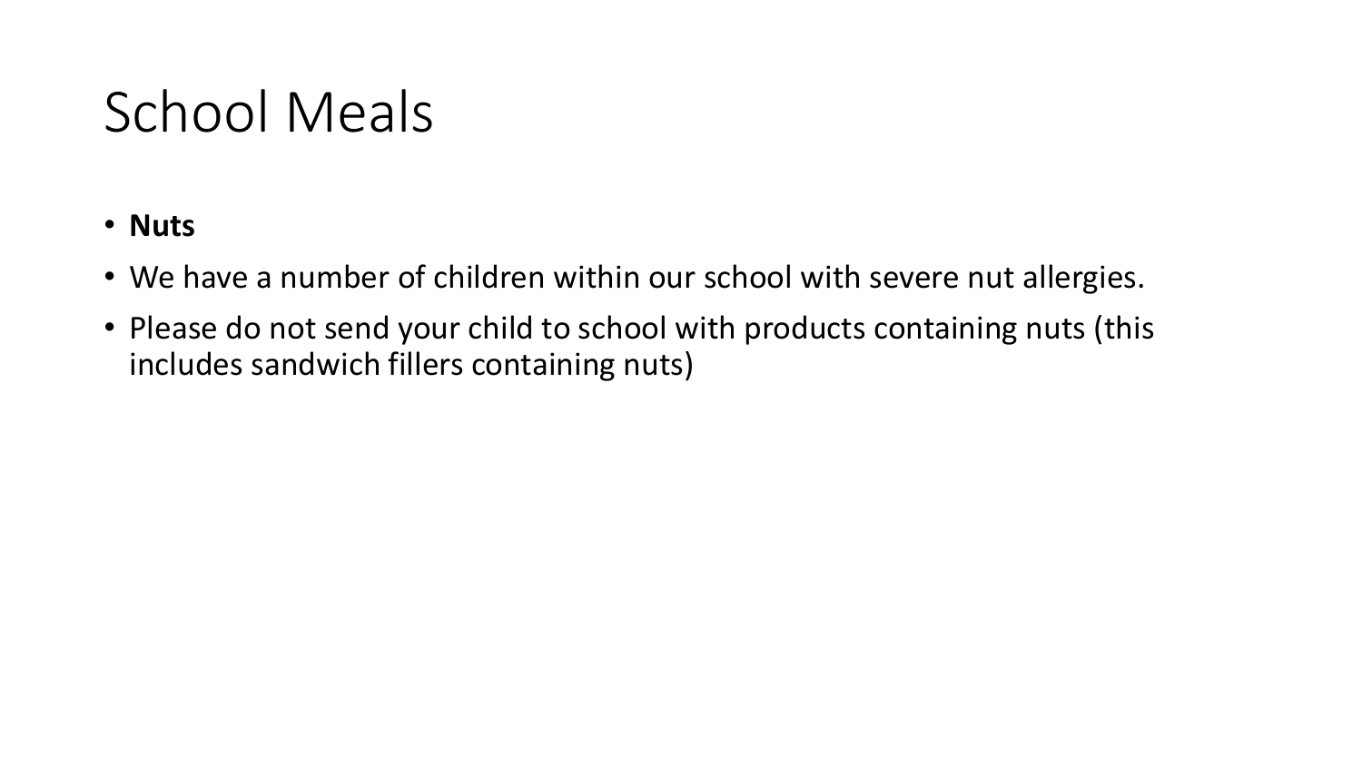# School Meals

- **Nuts**
- We have a number of children within our school with severe nut allergies.
- Please do not send your child to school with products containing nuts (this includes sandwich fillers containing nuts)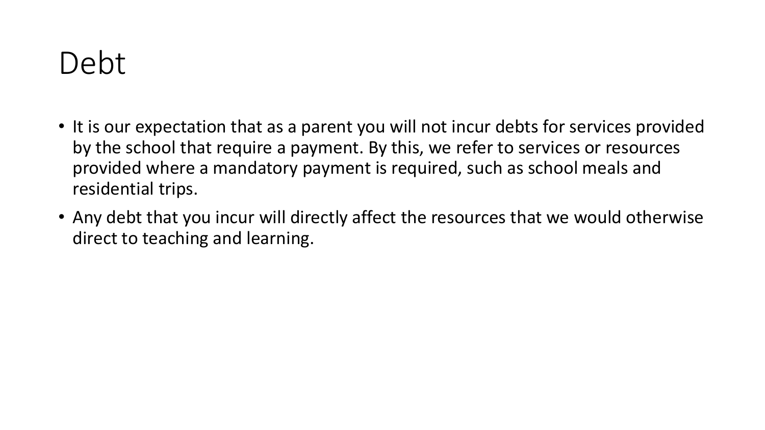# Debt

- It is our expectation that as a parent you will not incur debts for services provided by the school that require a payment. By this, we refer to services or resources provided where a mandatory payment is required, such as school meals and residential trips.
- Any debt that you incur will directly affect the resources that we would otherwise direct to teaching and learning.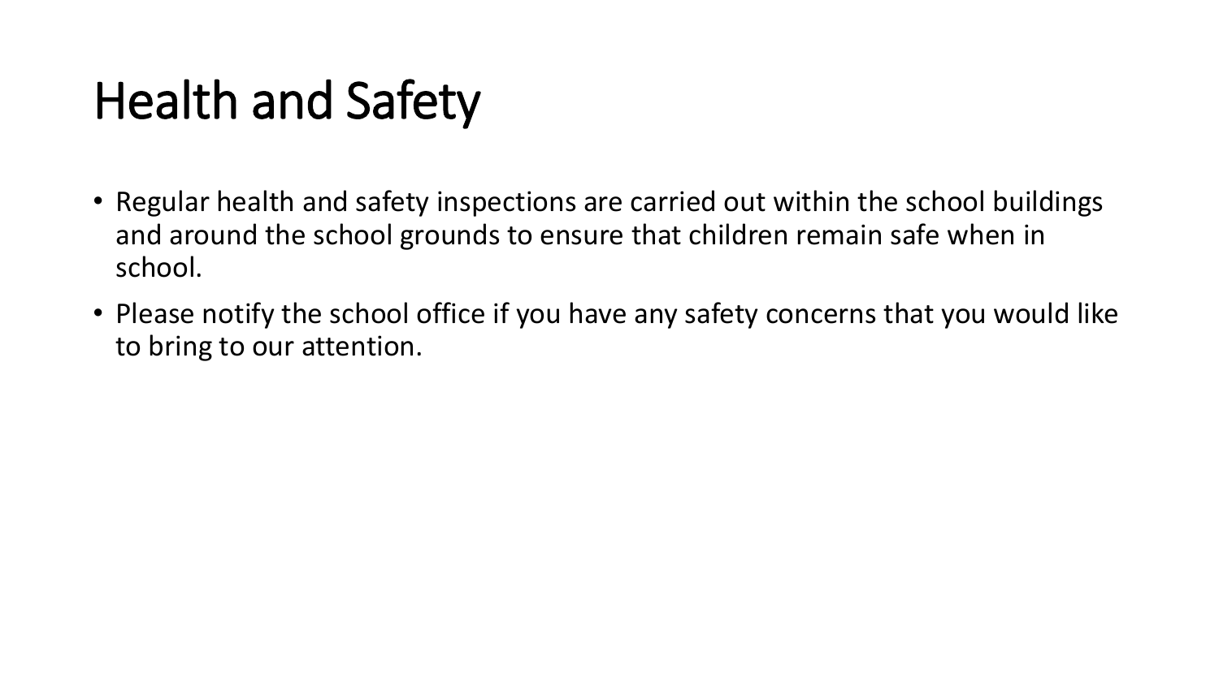# Health and Safety

- Regular health and safety inspections are carried out within the school buildings and around the school grounds to ensure that children remain safe when in school.
- Please notify the school office if you have any safety concerns that you would like to bring to our attention.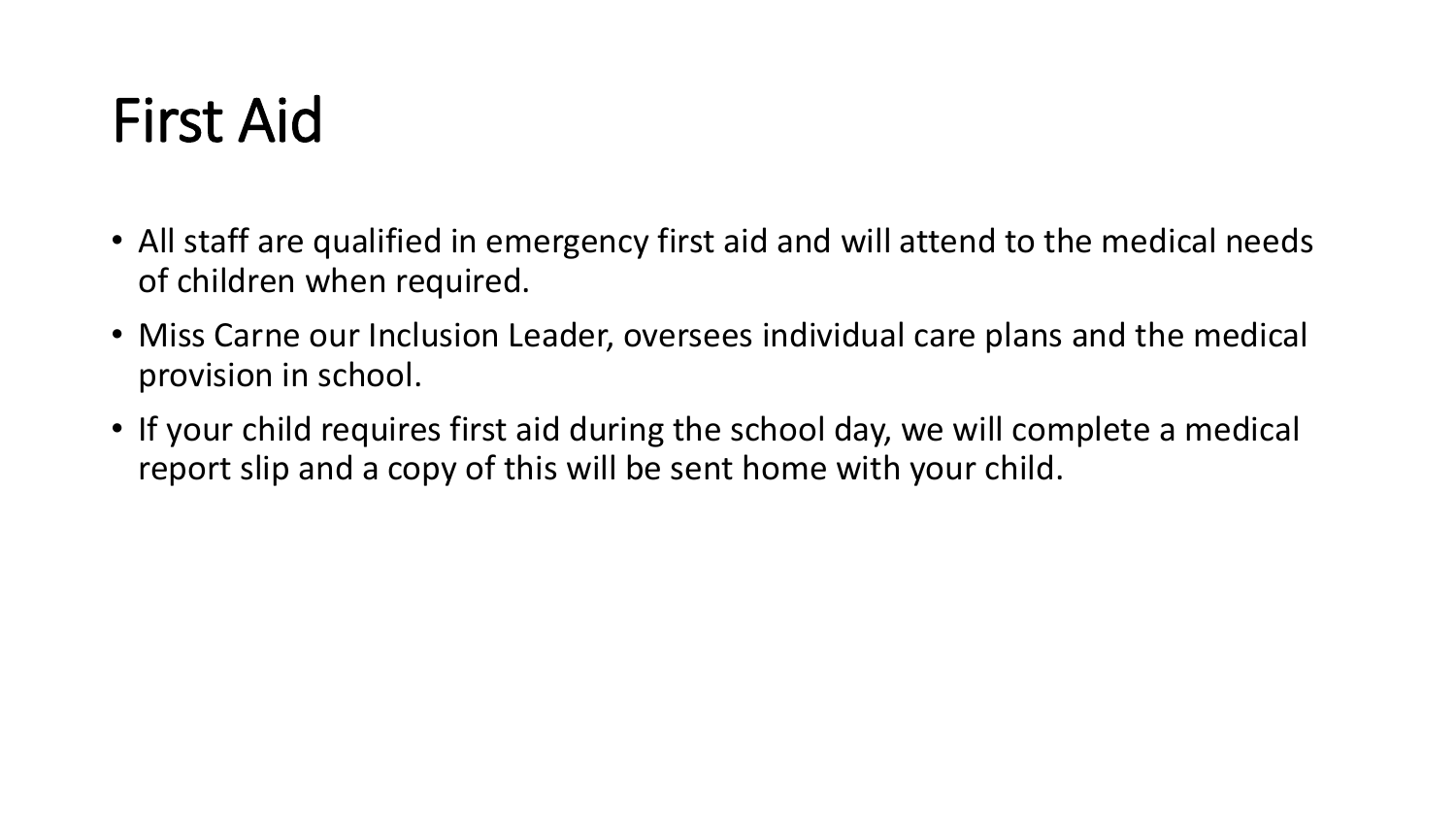# First Aid

- All staff are qualified in emergency first aid and will attend to the medical needs of children when required.
- Miss Carne our Inclusion Leader, oversees individual care plans and the medical provision in school.
- If your child requires first aid during the school day, we will complete a medical report slip and a copy of this will be sent home with your child.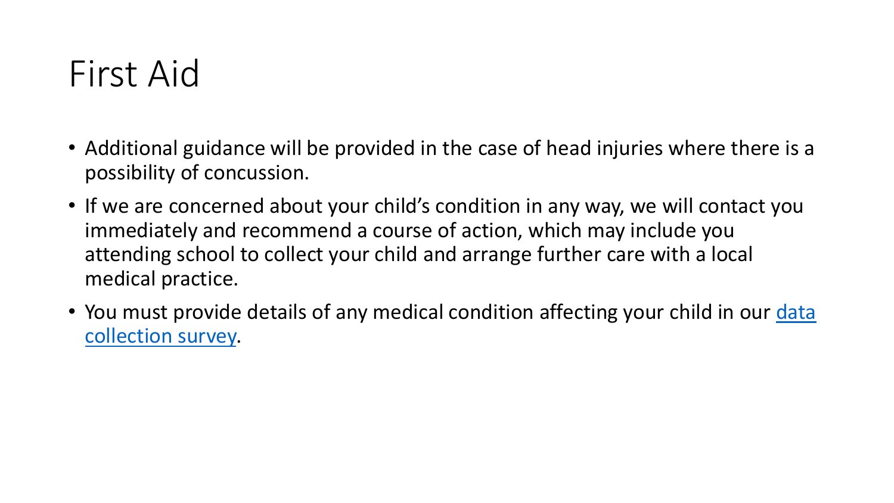# First Aid

- Additional guidance will be provided in the case of head injuries where there is a possibility of concussion.
- If we are concerned about your child's condition in any way, we will contact you immediately and recommend a course of action, which may include you attending school to collect your child and arrange further care with a local medical practice.
- You must provide details of any medical condition affecting your child in our data collection survey.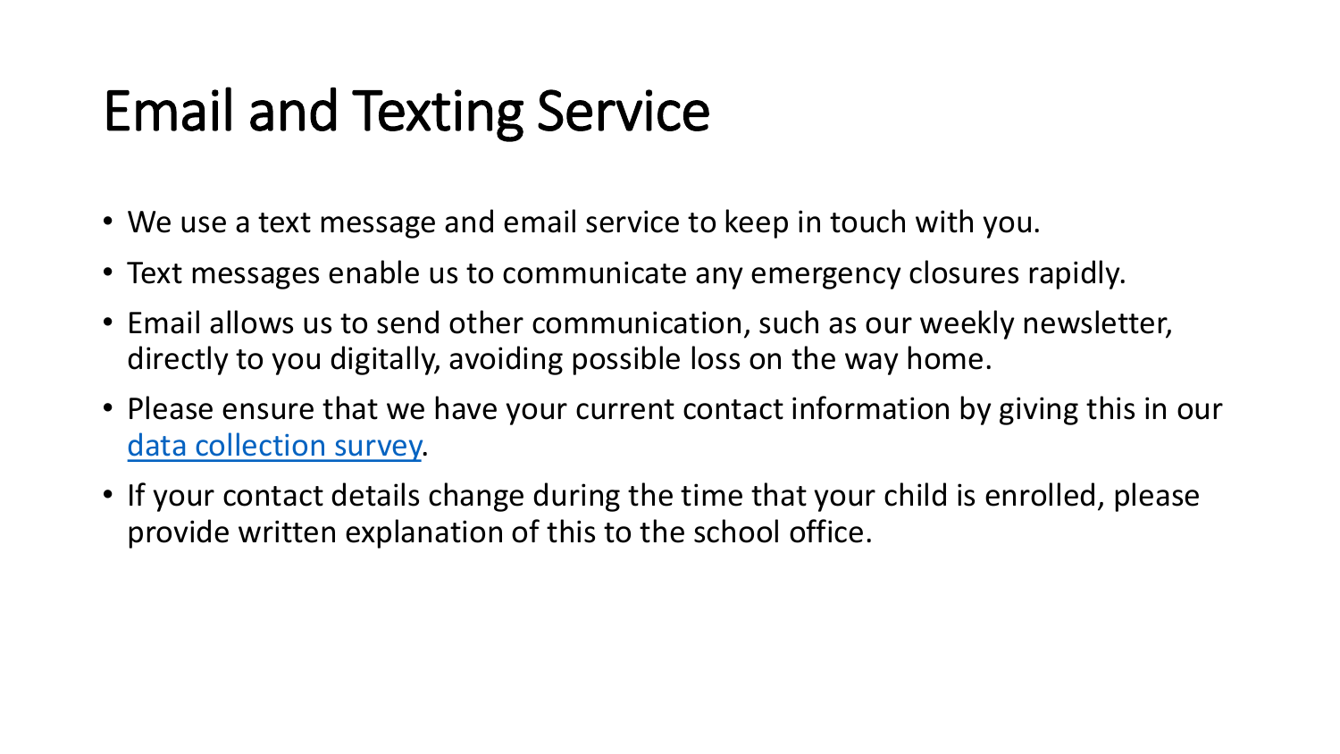# Email and Texting Service

- We use a text message and email service to keep in touch with you.
- Text messages enable us to communicate any emergency closures rapidly.
- Email allows us to send other communication, such as our weekly newsletter, directly to you digitally, avoiding possible loss on the way home.
- Please ensure that we have your current contact information by giving this in our data collection survey.
- If your contact details change during the time that your child is enrolled, please provide written explanation of this to the school office.